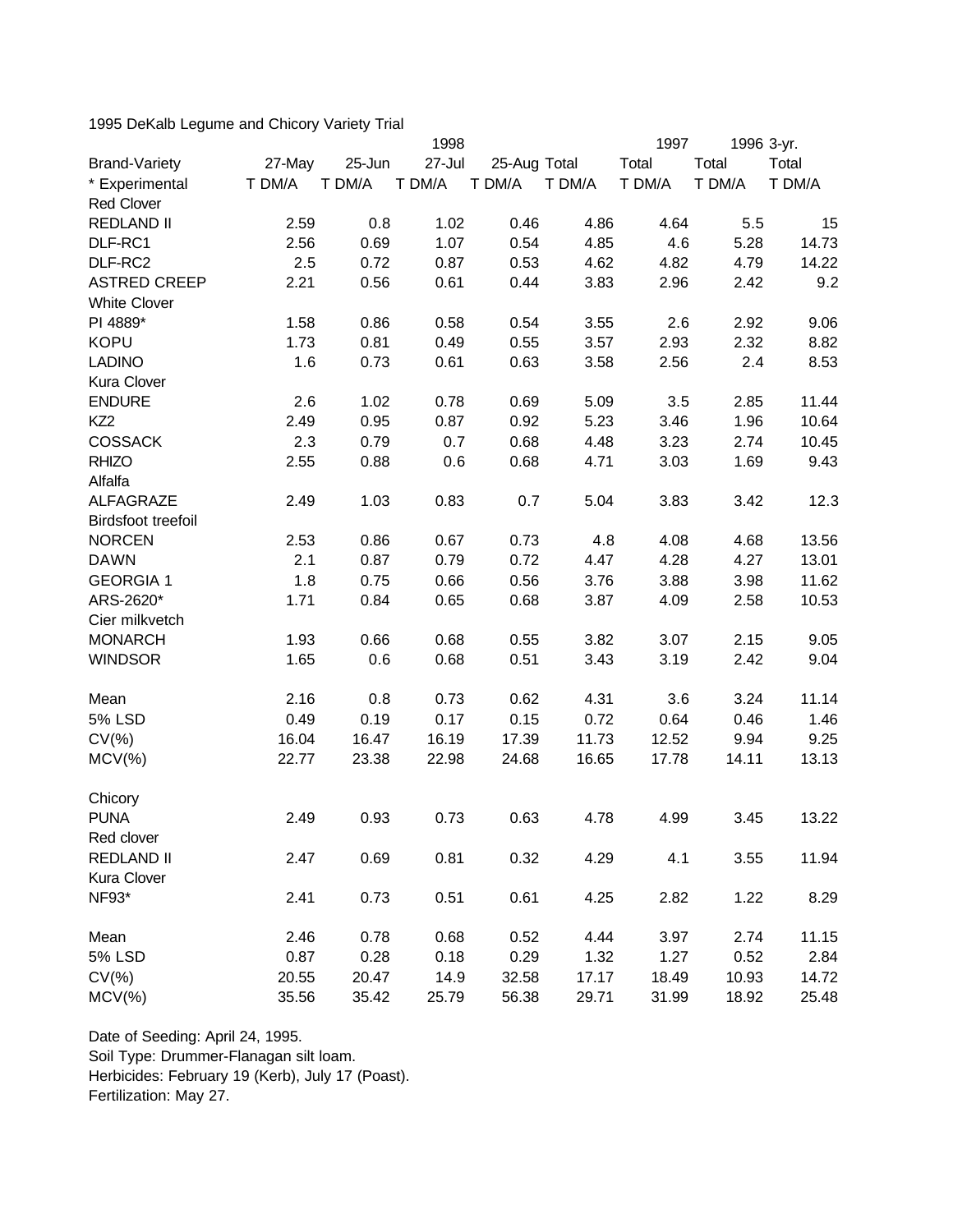1995 DeKalb Legume and Chicory Variety Trial

| Brand-Variety | 27-May | 25-Jun | 1998 27-Jul | 25-Aug | Total | 1997 Total | 1996 Total | 3-yr. Total |
|---|---|---|---|---|---|---|---|---|
| * Experimental | T DM/A | T DM/A | T DM/A | T DM/A | T DM/A | T DM/A | T DM/A | T DM/A |
| Red Clover | | | | | | | | |
| REDLAND II | 2.59 | 0.8 | 1.02 | 0.46 | 4.86 | 4.64 | 5.5 | 15 |
| DLF-RC1 | 2.56 | 0.69 | 1.07 | 0.54 | 4.85 | 4.6 | 5.28 | 14.73 |
| DLF-RC2 | 2.5 | 0.72 | 0.87 | 0.53 | 4.62 | 4.82 | 4.79 | 14.22 |
| ASTRED CREEP | 2.21 | 0.56 | 0.61 | 0.44 | 3.83 | 2.96 | 2.42 | 9.2 |
| White Clover | | | | | | | | |
| PI 4889* | 1.58 | 0.86 | 0.58 | 0.54 | 3.55 | 2.6 | 2.92 | 9.06 |
| KOPU | 1.73 | 0.81 | 0.49 | 0.55 | 3.57 | 2.93 | 2.32 | 8.82 |
| LADINO | 1.6 | 0.73 | 0.61 | 0.63 | 3.58 | 2.56 | 2.4 | 8.53 |
| Kura Clover | | | | | | | | |
| ENDURE | 2.6 | 1.02 | 0.78 | 0.69 | 5.09 | 3.5 | 2.85 | 11.44 |
| KZ2 | 2.49 | 0.95 | 0.87 | 0.92 | 5.23 | 3.46 | 1.96 | 10.64 |
| COSSACK | 2.3 | 0.79 | 0.7 | 0.68 | 4.48 | 3.23 | 2.74 | 10.45 |
| RHIZO | 2.55 | 0.88 | 0.6 | 0.68 | 4.71 | 3.03 | 1.69 | 9.43 |
| Alfalfa | | | | | | | | |
| ALFAGRAZE | 2.49 | 1.03 | 0.83 | 0.7 | 5.04 | 3.83 | 3.42 | 12.3 |
| Birdsfoot treefoil | | | | | | | | |
| NORCEN | 2.53 | 0.86 | 0.67 | 0.73 | 4.8 | 4.08 | 4.68 | 13.56 |
| DAWN | 2.1 | 0.87 | 0.79 | 0.72 | 4.47 | 4.28 | 4.27 | 13.01 |
| GEORGIA 1 | 1.8 | 0.75 | 0.66 | 0.56 | 3.76 | 3.88 | 3.98 | 11.62 |
| ARS-2620* | 1.71 | 0.84 | 0.65 | 0.68 | 3.87 | 4.09 | 2.58 | 10.53 |
| Cier milkvetch | | | | | | | | |
| MONARCH | 1.93 | 0.66 | 0.68 | 0.55 | 3.82 | 3.07 | 2.15 | 9.05 |
| WINDSOR | 1.65 | 0.6 | 0.68 | 0.51 | 3.43 | 3.19 | 2.42 | 9.04 |
| | | | | | | | | |
| Mean | 2.16 | 0.8 | 0.73 | 0.62 | 4.31 | 3.6 | 3.24 | 11.14 |
| 5% LSD | 0.49 | 0.19 | 0.17 | 0.15 | 0.72 | 0.64 | 0.46 | 1.46 |
| CV(%) | 16.04 | 16.47 | 16.19 | 17.39 | 11.73 | 12.52 | 9.94 | 9.25 |
| MCV(%) | 22.77 | 23.38 | 22.98 | 24.68 | 16.65 | 17.78 | 14.11 | 13.13 |
| | | | | | | | | |
| Chicory | | | | | | | | |
| PUNA | 2.49 | 0.93 | 0.73 | 0.63 | 4.78 | 4.99 | 3.45 | 13.22 |
| Red clover | | | | | | | | |
| REDLAND II | 2.47 | 0.69 | 0.81 | 0.32 | 4.29 | 4.1 | 3.55 | 11.94 |
| Kura Clover | | | | | | | | |
| NF93* | 2.41 | 0.73 | 0.51 | 0.61 | 4.25 | 2.82 | 1.22 | 8.29 |
| | | | | | | | | |
| Mean | 2.46 | 0.78 | 0.68 | 0.52 | 4.44 | 3.97 | 2.74 | 11.15 |
| 5% LSD | 0.87 | 0.28 | 0.18 | 0.29 | 1.32 | 1.27 | 0.52 | 2.84 |
| CV(%) | 20.55 | 20.47 | 14.9 | 32.58 | 17.17 | 18.49 | 10.93 | 14.72 |
| MCV(%) | 35.56 | 35.42 | 25.79 | 56.38 | 29.71 | 31.99 | 18.92 | 25.48 |

Date of Seeding: April 24, 1995.
Soil Type: Drummer-Flanagan silt loam.
Herbicides: February 19 (Kerb), July 17 (Poast).
Fertilization: May 27.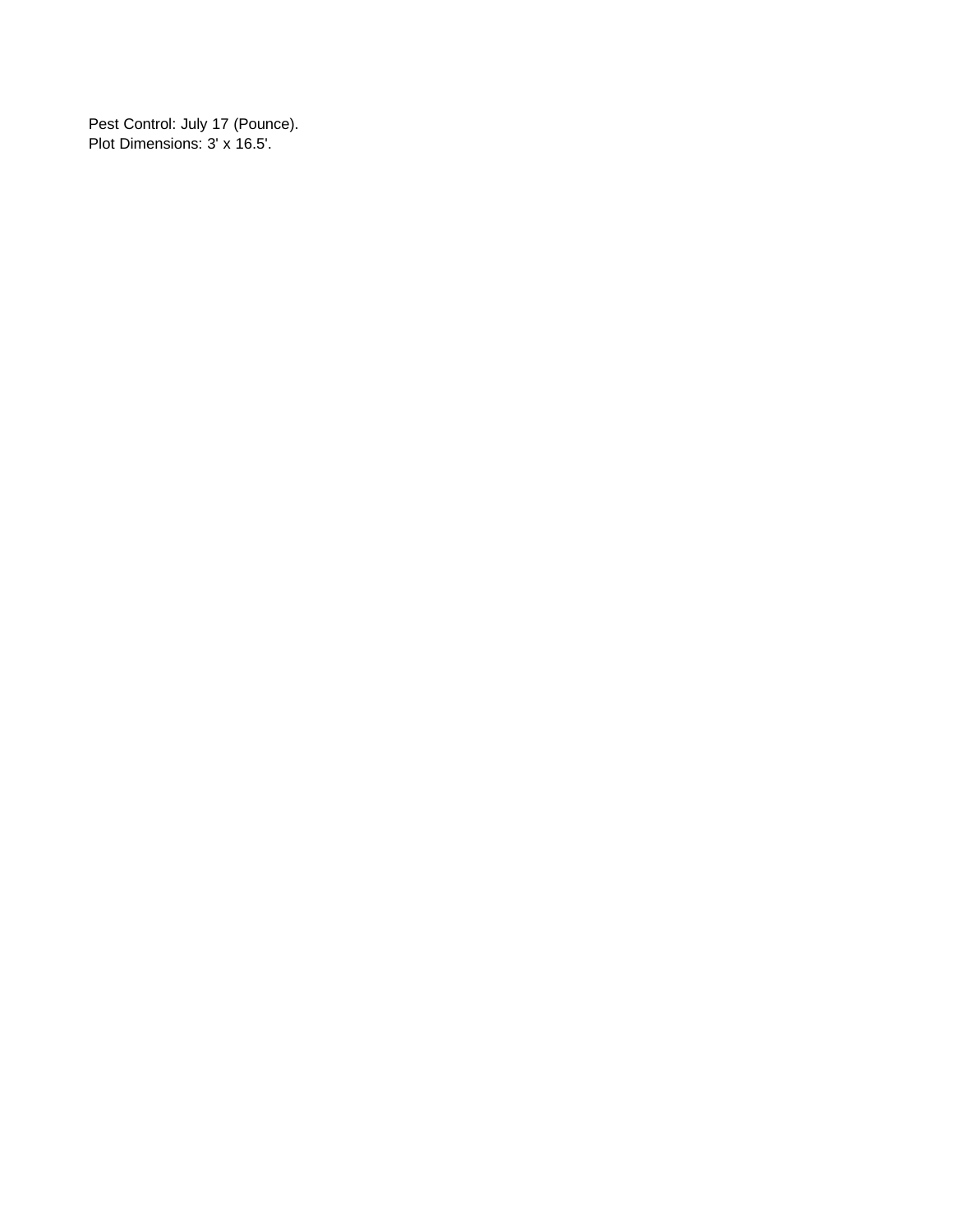Pest Control: July 17 (Pounce).
Plot Dimensions: 3' x 16.5'.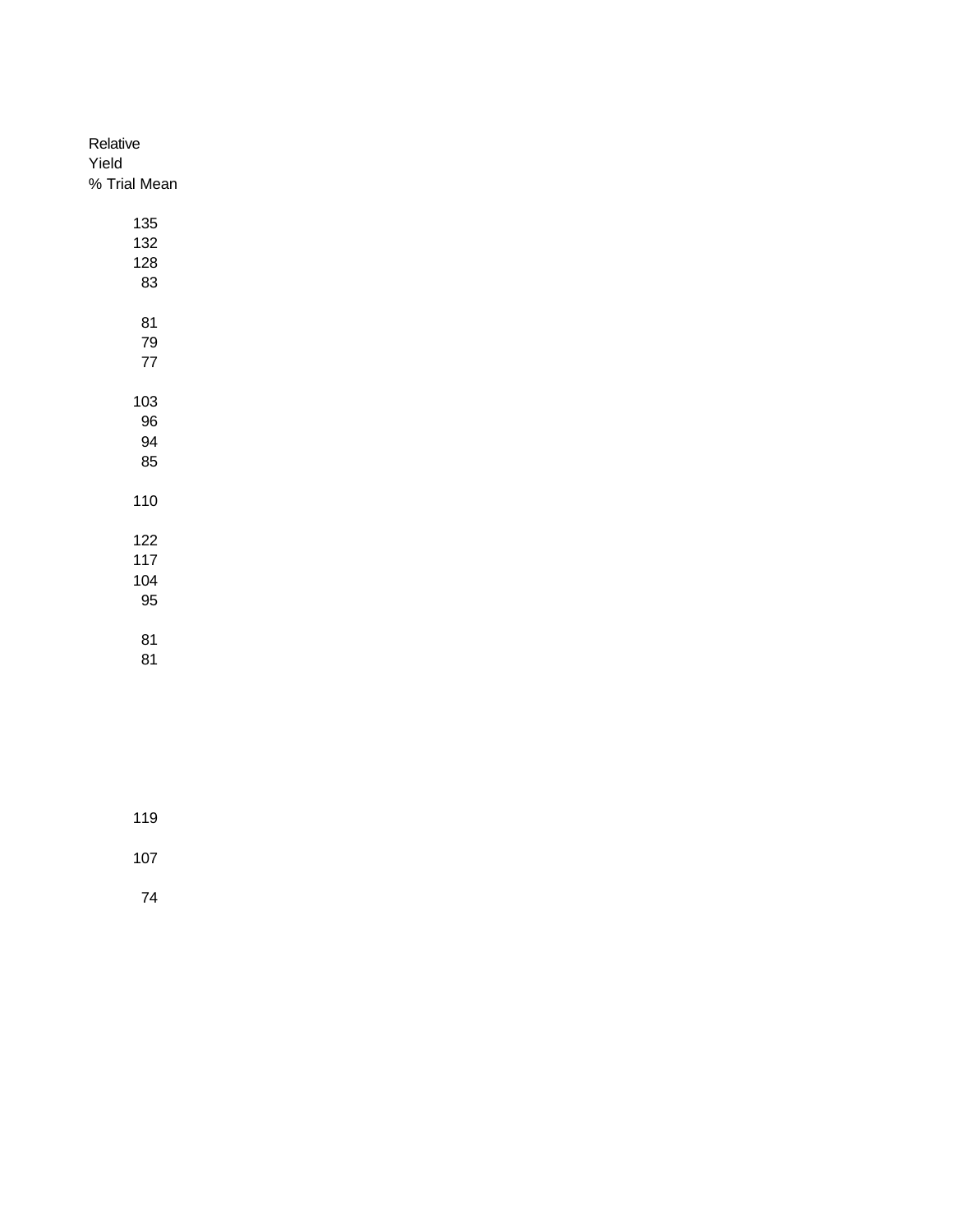| Relative Yield % Trial Mean |
|---|
| 135 |
| 132 |
| 128 |
| 83 |
| |
| 81 |
| 79 |
| 77 |
| |
| 103 |
| 96 |
| 94 |
| 85 |
| |
| 110 |
| |
| 122 |
| 117 |
| 104 |
| 95 |
| |
| 81 |
| 81 |
| |
| 119 |
| |
| 107 |
| |
| 74 |